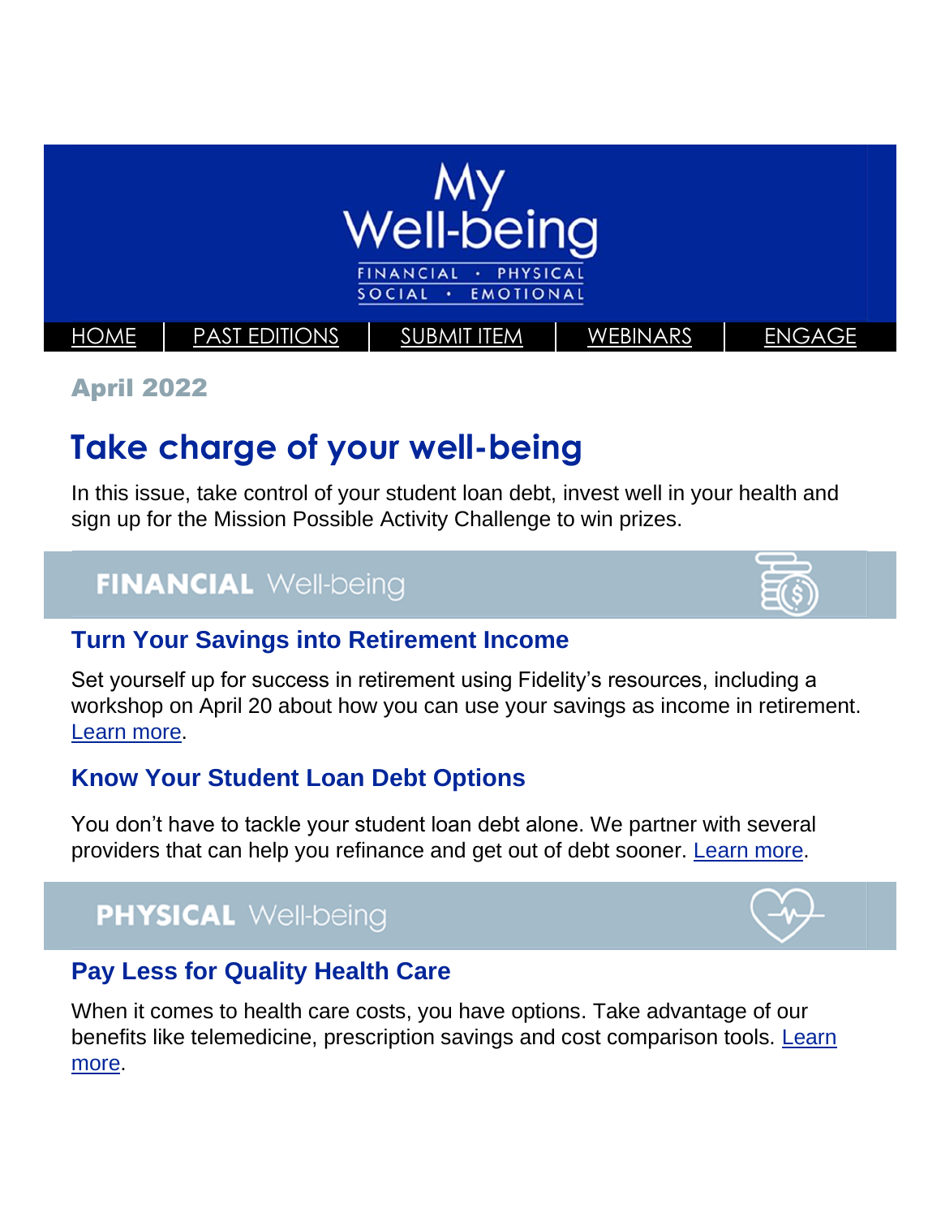# My Well-being

FINANCIAL · PHYSICAL
SOCIAL · EMOTIONAL

HOME | PAST EDITIONS | SUBMIT ITEM | WEBINARS | ENGAGE

**April 2022**

## Take charge of your well-being

In this issue, take control of your student loan debt, invest well in your health and sign up for the Mission Possible Activity Challenge to win prizes.

## FINANCIAL Well-being

### Turn Your Savings into Retirement Income

Set yourself up for success in retirement using Fidelity's resources, including a workshop on April 20 about how you can use your savings as income in retirement. Learn more.

### Know Your Student Loan Debt Options

You don't have to tackle your student loan debt alone. We partner with several providers that can help you refinance and get out of debt sooner. Learn more.

## PHYSICAL Well-being

### Pay Less for Quality Health Care

When it comes to health care costs, you have options. Take advantage of our benefits like telemedicine, prescription savings and cost comparison tools. Learn more.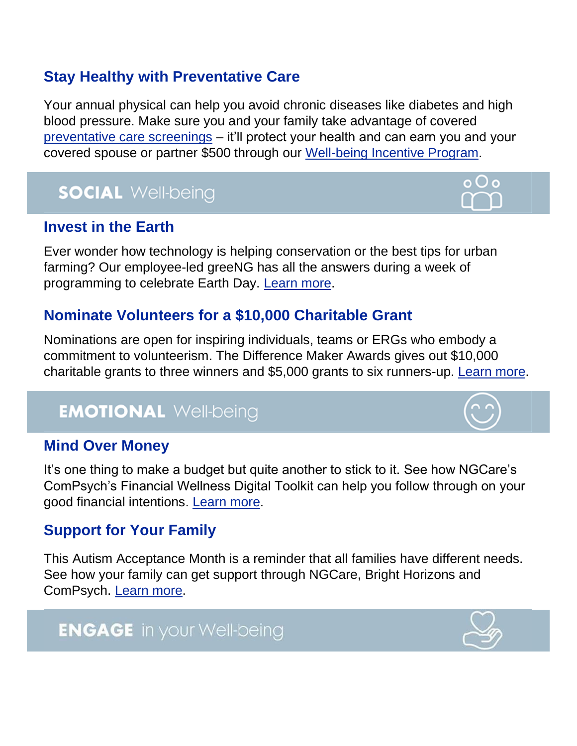## Stay Healthy with Preventative Care

Your annual physical can help you avoid chronic diseases like diabetes and high blood pressure. Make sure you and your family take advantage of covered preventative care screenings – it'll protect your health and can earn you and your covered spouse or partner $500 through our Well-being Incentive Program.

# SOCIAL Well-being

## Invest in the Earth

Ever wonder how technology is helping conservation or the best tips for urban farming? Our employee-led greeNG has all the answers during a week of programming to celebrate Earth Day. Learn more.

## Nominate Volunteers for a $10,000 Charitable Grant

Nominations are open for inspiring individuals, teams or ERGs who embody a commitment to volunteerism. The Difference Maker Awards gives out $10,000 charitable grants to three winners and $5,000 grants to six runners-up. Learn more.

# EMOTIONAL Well-being

## Mind Over Money

It's one thing to make a budget but quite another to stick to it. See how NGCare's ComPsych's Financial Wellness Digital Toolkit can help you follow through on your good financial intentions. Learn more.

## Support for Your Family

This Autism Acceptance Month is a reminder that all families have different needs. See how your family can get support through NGCare, Bright Horizons and ComPsych. Learn more.

# ENGAGE in your Well-being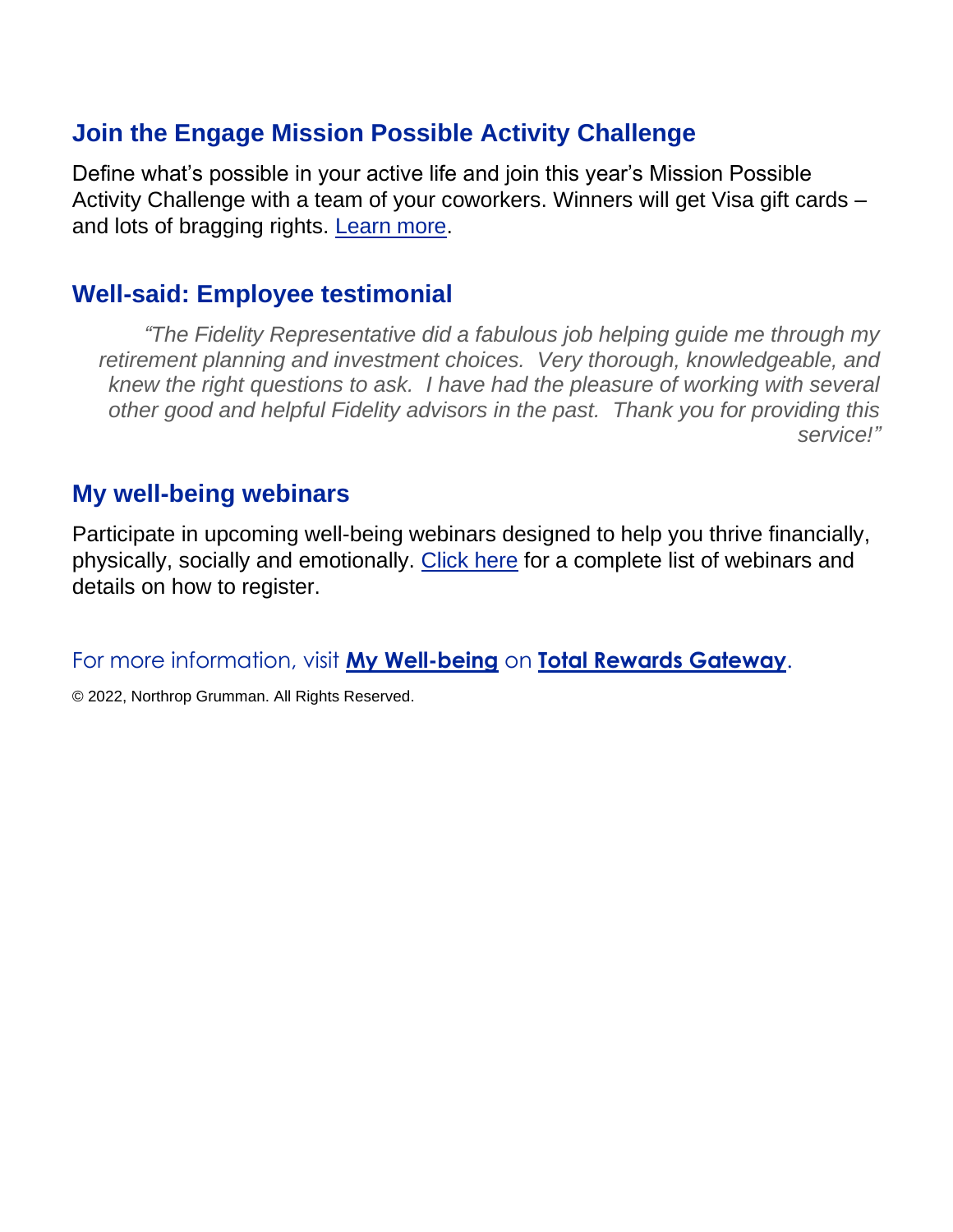## Join the Engage Mission Possible Activity Challenge

Define what's possible in your active life and join this year's Mission Possible Activity Challenge with a team of your coworkers. Winners will get Visa gift cards – and lots of bragging rights. Learn more.

## Well-said: Employee testimonial

*"The Fidelity Representative did a fabulous job helping guide me through my retirement planning and investment choices. Very thorough, knowledgeable, and knew the right questions to ask. I have had the pleasure of working with several other good and helpful Fidelity advisors in the past. Thank you for providing this service!"*

## My well-being webinars

Participate in upcoming well-being webinars designed to help you thrive financially, physically, socially and emotionally. Click here for a complete list of webinars and details on how to register.

For more information, visit **My Well-being** on **Total Rewards Gateway**.

© 2022, Northrop Grumman. All Rights Reserved.